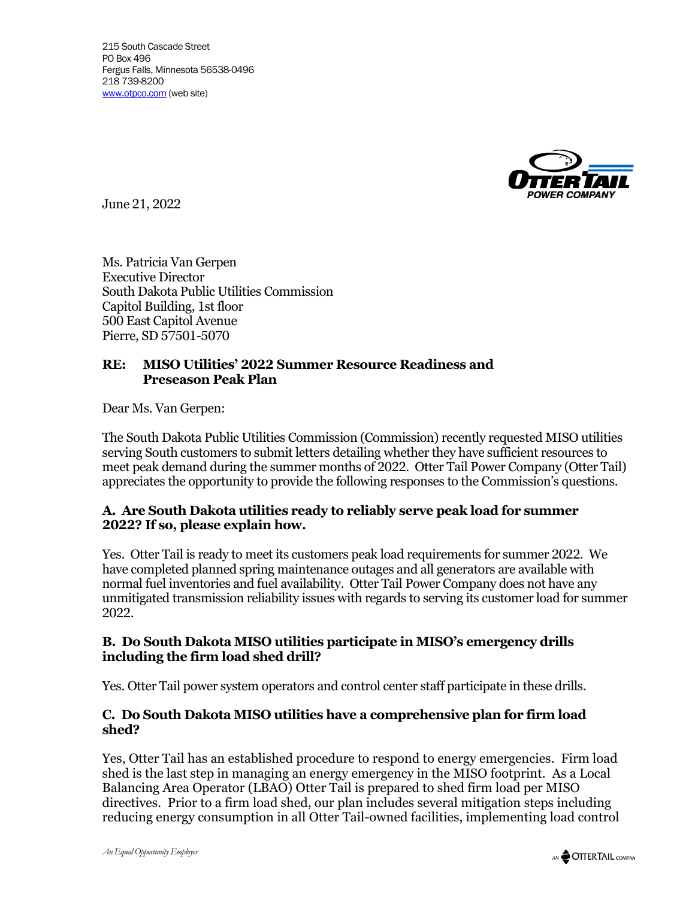215 South Cascade Street
PO Box 496
Fergus Falls, Minnesota 56538-0496
218 739-8200
www.otpco.com (web site)

June 21, 2022

Ms. Patricia Van Gerpen
Executive Director
South Dakota Public Utilities Commission
Capitol Building, 1st floor
500 East Capitol Avenue
Pierre, SD 57501-5070

**RE: MISO Utilities' 2022 Summer Resource Readiness and Preseason Peak Plan**

Dear Ms. Van Gerpen:

The South Dakota Public Utilities Commission (Commission) recently requested MISO utilities serving South customers to submit letters detailing whether they have sufficient resources to meet peak demand during the summer months of 2022. Otter Tail Power Company (Otter Tail) appreciates the opportunity to provide the following responses to the Commission's questions.

**A. Are South Dakota utilities ready to reliably serve peak load for summer 2022? If so, please explain how.**

Yes. Otter Tail is ready to meet its customers peak load requirements for summer 2022. We have completed planned spring maintenance outages and all generators are available with normal fuel inventories and fuel availability. Otter Tail Power Company does not have any unmitigated transmission reliability issues with regards to serving its customer load for summer 2022.

**B. Do South Dakota MISO utilities participate in MISO's emergency drills including the firm load shed drill?**

Yes. Otter Tail power system operators and control center staff participate in these drills.

**C. Do South Dakota MISO utilities have a comprehensive plan for firm load shed?**

Yes, Otter Tail has an established procedure to respond to energy emergencies. Firm load shed is the last step in managing an energy emergency in the MISO footprint. As a Local Balancing Area Operator (LBAO) Otter Tail is prepared to shed firm load per MISO directives. Prior to a firm load shed, our plan includes several mitigation steps including reducing energy consumption in all Otter Tail-owned facilities, implementing load control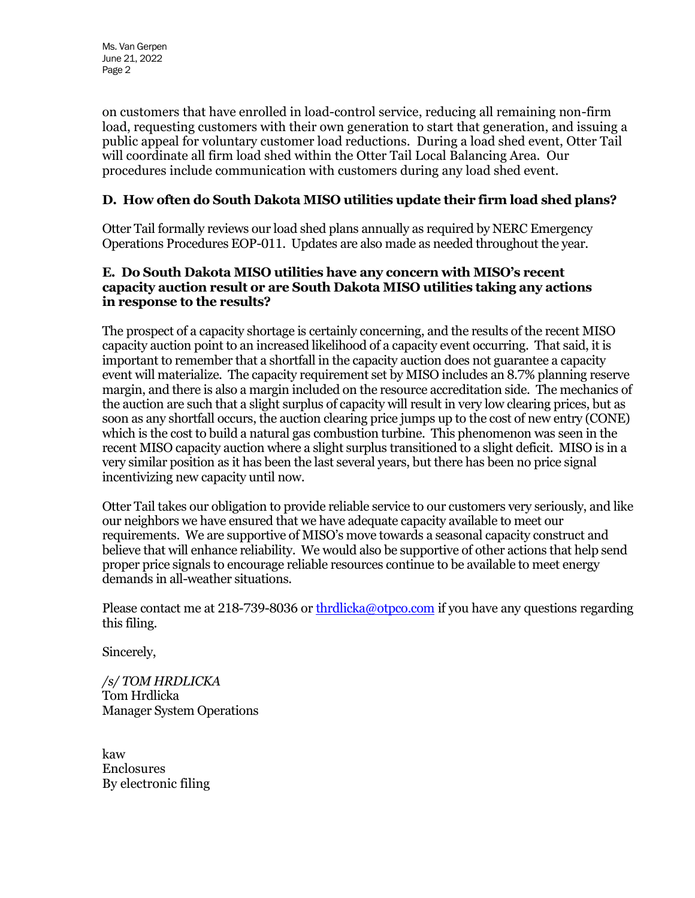on customers that have enrolled in load-control service, reducing all remaining non-firm load, requesting customers with their own generation to start that generation, and issuing a public appeal for voluntary customer load reductions. During a load shed event, Otter Tail will coordinate all firm load shed within the Otter Tail Local Balancing Area. Our procedures include communication with customers during any load shed event.

**D. How often do South Dakota MISO utilities update their firm load shed plans?**

Otter Tail formally reviews our load shed plans annually as required by NERC Emergency Operations Procedures EOP-011. Updates are also made as needed throughout the year.

**E. Do South Dakota MISO utilities have any concern with MISO's recent capacity auction result or are South Dakota MISO utilities taking any actions in response to the results?**

The prospect of a capacity shortage is certainly concerning, and the results of the recent MISO capacity auction point to an increased likelihood of a capacity event occurring. That said, it is important to remember that a shortfall in the capacity auction does not guarantee a capacity event will materialize. The capacity requirement set by MISO includes an 8.7% planning reserve margin, and there is also a margin included on the resource accreditation side. The mechanics of the auction are such that a slight surplus of capacity will result in very low clearing prices, but as soon as any shortfall occurs, the auction clearing price jumps up to the cost of new entry (CONE) which is the cost to build a natural gas combustion turbine. This phenomenon was seen in the recent MISO capacity auction where a slight surplus transitioned to a slight deficit. MISO is in a very similar position as it has been the last several years, but there has been no price signal incentivizing new capacity until now.

Otter Tail takes our obligation to provide reliable service to our customers very seriously, and like our neighbors we have ensured that we have adequate capacity available to meet our requirements. We are supportive of MISO's move towards a seasonal capacity construct and believe that will enhance reliability. We would also be supportive of other actions that help send proper price signals to encourage reliable resources continue to be available to meet energy demands in all-weather situations.

Please contact me at 218-739-8036 or thrdlicka@otpco.com if you have any questions regarding this filing.

Sincerely,

*/s/ TOM HRDLICKA*
Tom Hrdlicka
Manager System Operations

kaw
Enclosures
By electronic filing